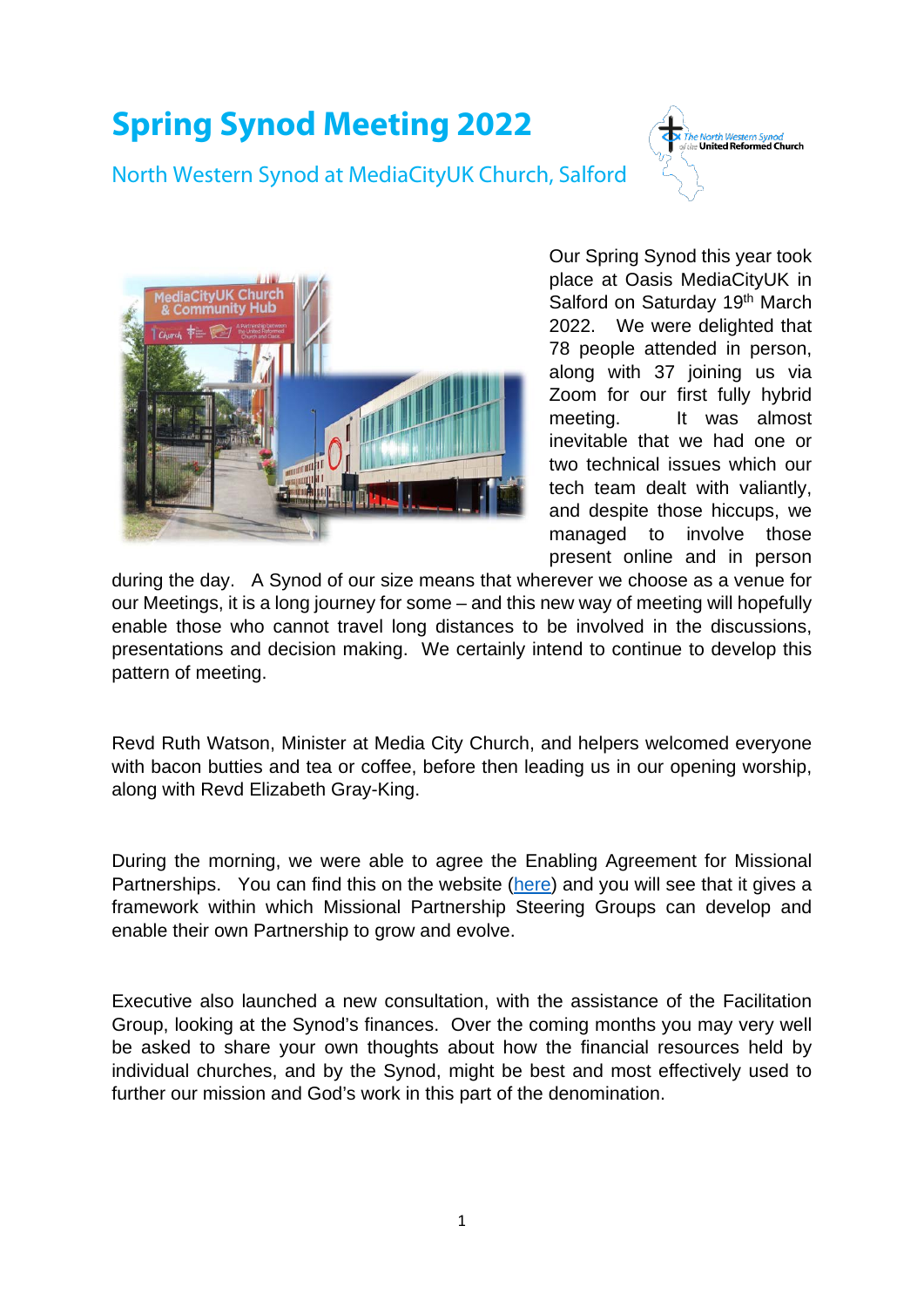# Spring Synod Meeting 2022

## North Western Synod at MediaCityUK Church, Salford

Our Spring Synod this year took place at Oasis MediaCityUK in Salford on Saturday 19th March 2022. We were delighted that 78 people attended in person, along with 37 joining us via Zoom for our first fully hybrid meeting. It was almost inevitable that we had one or two technical issues which our tech team dealt with valiantly, and despite those hiccups, we managed to involve those present online and in person during the day. A Synod of our size means that wherever we choose as a venue for our Meetings, it is a long journey for some – and this new way of meeting will hopefully enable those who cannot travel long distances to be involved in the discussions, presentations and decision making. We certainly intend to continue to develop this pattern of meeting.

Revd Ruth Watson, Minister at Media City Church, and helpers welcomed everyone with bacon butties and tea or coffee, before then leading us in our opening worship, along with Revd Elizabeth Gray-King.

During the morning, we were able to agree the Enabling Agreement for Missional Partnerships. You can find this on the website (here) and you will see that it gives a framework within which Missional Partnership Steering Groups can develop and enable their own Partnership to grow and evolve.

Executive also launched a new consultation, with the assistance of the Facilitation Group, looking at the Synod's finances. Over the coming months you may very well be asked to share your own thoughts about how the financial resources held by individual churches, and by the Synod, might be best and most effectively used to further our mission and God's work in this part of the denomination.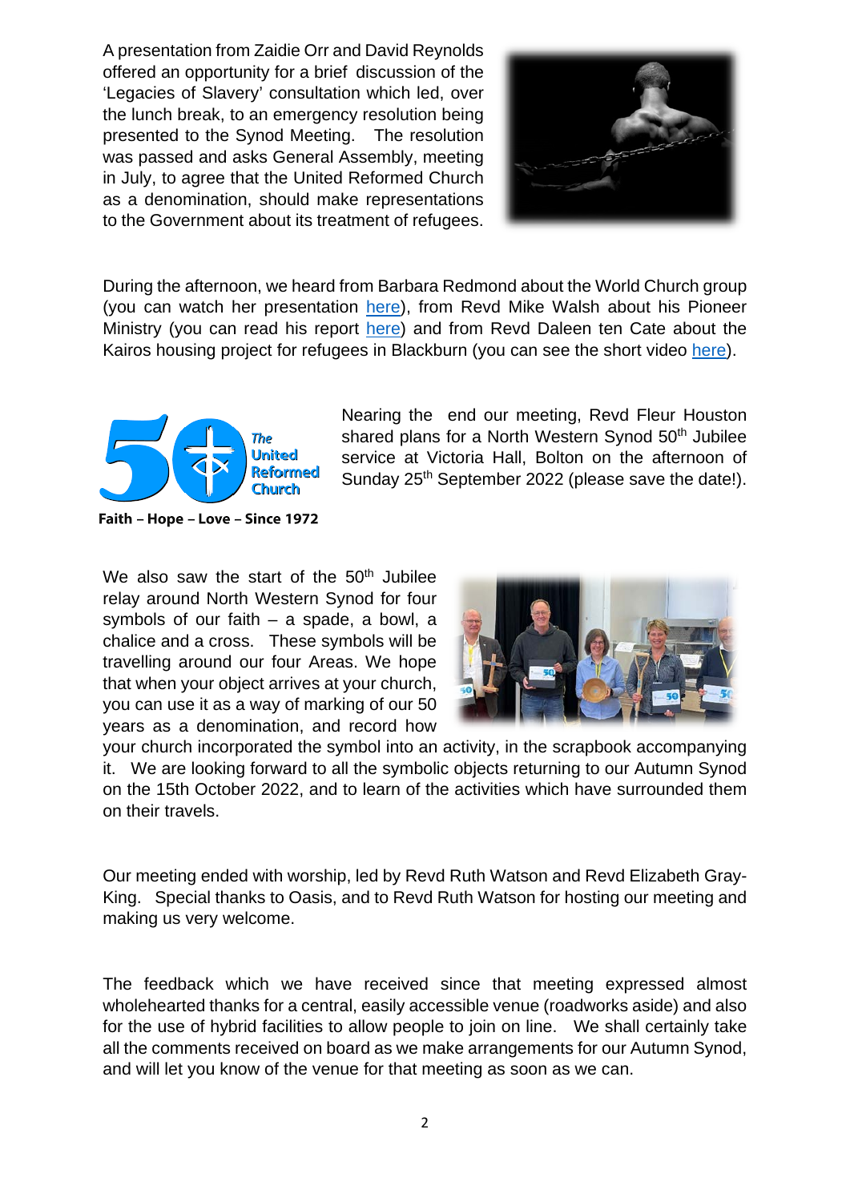A presentation from Zaidie Orr and David Reynolds offered an opportunity for a brief discussion of the 'Legacies of Slavery' consultation which led, over the lunch break, to an emergency resolution being presented to the Synod Meeting. The resolution was passed and asks General Assembly, meeting in July, to agree that the United Reformed Church as a denomination, should make representations to the Government about its treatment of refugees.

During the afternoon, we heard from Barbara Redmond about the World Church group (you can watch her presentation here), from Revd Mike Walsh about his Pioneer Ministry (you can read his report here) and from Revd Daleen ten Cate about the Kairos housing project for refugees in Blackburn (you can see the short video here).

Faith – Hope – Love – Since 1972

Nearing the end our meeting, Revd Fleur Houston shared plans for a North Western Synod 50th Jubilee service at Victoria Hall, Bolton on the afternoon of Sunday 25th September 2022 (please save the date!).

We also saw the start of the 50th Jubilee relay around North Western Synod for four symbols of our faith – a spade, a bowl, a chalice and a cross. These symbols will be travelling around our four Areas. We hope that when your object arrives at your church, you can use it as a way of marking of our 50 years as a denomination, and record how your church incorporated the symbol into an activity, in the scrapbook accompanying it. We are looking forward to all the symbolic objects returning to our Autumn Synod on the 15th October 2022, and to learn of the activities which have surrounded them on their travels.

Our meeting ended with worship, led by Revd Ruth Watson and Revd Elizabeth Gray-King. Special thanks to Oasis, and to Revd Ruth Watson for hosting our meeting and making us very welcome.

The feedback which we have received since that meeting expressed almost wholehearted thanks for a central, easily accessible venue (roadworks aside) and also for the use of hybrid facilities to allow people to join on line. We shall certainly take all the comments received on board as we make arrangements for our Autumn Synod, and will let you know of the venue for that meeting as soon as we can.